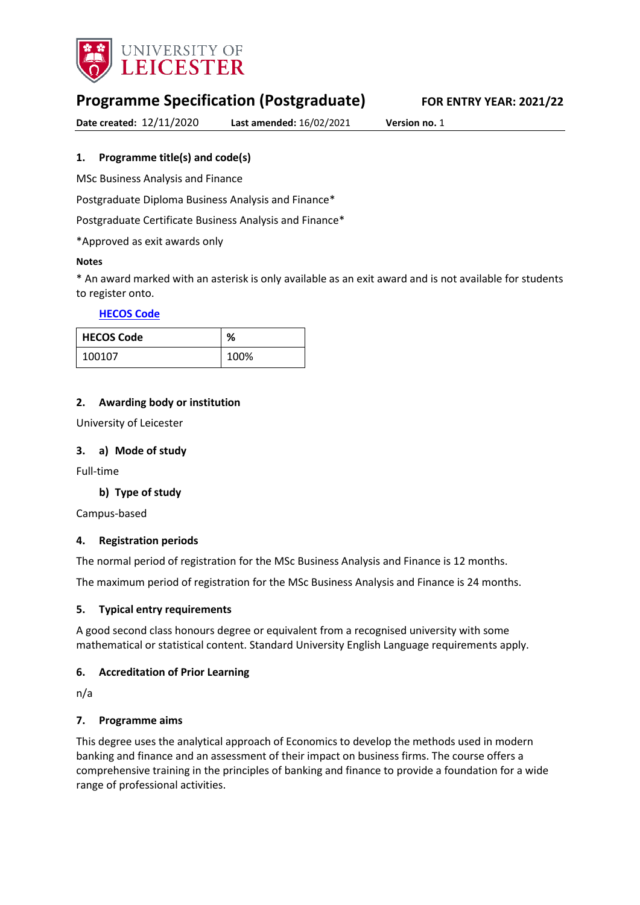UNIVERSITY OF LEICESTER

# Programme Specification (Postgraduate)

**FOR ENTRY YEAR: 2021/22**

**Date created:** 12/11/2020 **Last amended:** 16/02/2021 **Version no.** 1

## 1. Programme title(s) and code(s)

MSc Business Analysis and Finance

Postgraduate Diploma Business Analysis and Finance*

Postgraduate Certificate Business Analysis and Finance*

*Approved as exit awards only

**Notes**

* An award marked with an asterisk is only available as an exit award and is not available for students to register onto.

**HECOS Code**

| HECOS Code | % |
|---|---|
| 100107 | 100% |

## 2. Awarding body or institution

University of Leicester

## 3. a) Mode of study

Full-time

### b) Type of study

Campus-based

## 4. Registration periods

The normal period of registration for the MSc Business Analysis and Finance is 12 months.

The maximum period of registration for the MSc Business Analysis and Finance is 24 months.

## 5. Typical entry requirements

A good second class honours degree or equivalent from a recognised university with some mathematical or statistical content. Standard University English Language requirements apply.

## 6. Accreditation of Prior Learning

n/a

## 7. Programme aims

This degree uses the analytical approach of Economics to develop the methods used in modern banking and finance and an assessment of their impact on business firms. The course offers a comprehensive training in the principles of banking and finance to provide a foundation for a wide range of professional activities.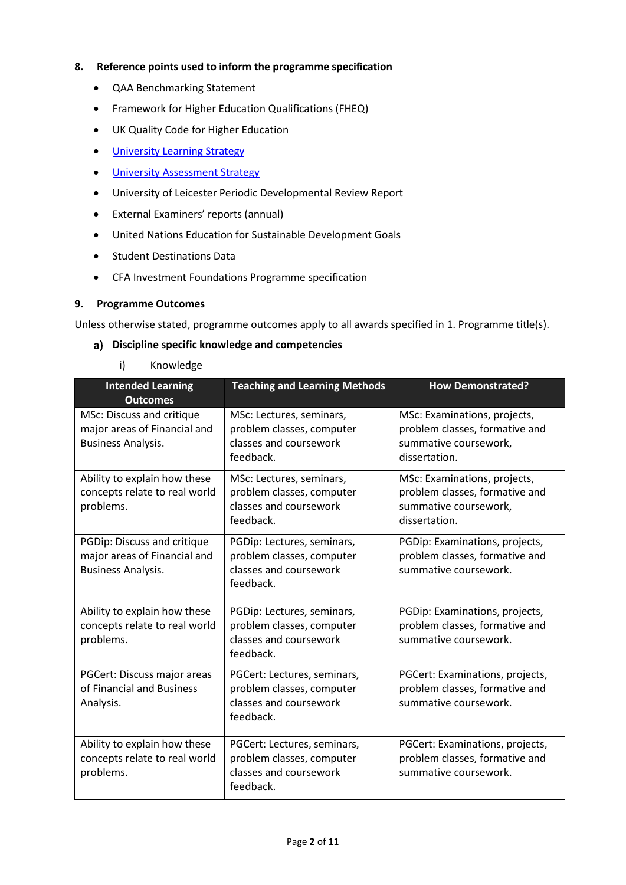## 8. Reference points used to inform the programme specification

- QAA Benchmarking Statement
- Framework for Higher Education Qualifications (FHEQ)
- UK Quality Code for Higher Education
- University Learning Strategy
- University Assessment Strategy
- University of Leicester Periodic Developmental Review Report
- External Examiners' reports (annual)
- United Nations Education for Sustainable Development Goals
- Student Destinations Data
- CFA Investment Foundations Programme specification

## 9. Programme Outcomes

Unless otherwise stated, programme outcomes apply to all awards specified in 1. Programme title(s).

### a) Discipline specific knowledge and competencies

i) Knowledge

| Intended Learning Outcomes | Teaching and Learning Methods | How Demonstrated? |
|---|---|---|
| MSc: Discuss and critique major areas of Financial and Business Analysis. | MSc: Lectures, seminars, problem classes, computer classes and coursework feedback. | MSc: Examinations, projects, problem classes, formative and summative coursework, dissertation. |
| Ability to explain how these concepts relate to real world problems. | MSc: Lectures, seminars, problem classes, computer classes and coursework feedback. | MSc: Examinations, projects, problem classes, formative and summative coursework, dissertation. |
| PGDip: Discuss and critique major areas of Financial and Business Analysis. | PGDip: Lectures, seminars, problem classes, computer classes and coursework feedback. | PGDip: Examinations, projects, problem classes, formative and summative coursework. |
| Ability to explain how these concepts relate to real world problems. | PGDip: Lectures, seminars, problem classes, computer classes and coursework feedback. | PGDip: Examinations, projects, problem classes, formative and summative coursework. |
| PGCert: Discuss major areas of Financial and Business Analysis. | PGCert: Lectures, seminars, problem classes, computer classes and coursework feedback. | PGCert: Examinations, projects, problem classes, formative and summative coursework. |
| Ability to explain how these concepts relate to real world problems. | PGCert: Lectures, seminars, problem classes, computer classes and coursework feedback. | PGCert: Examinations, projects, problem classes, formative and summative coursework. |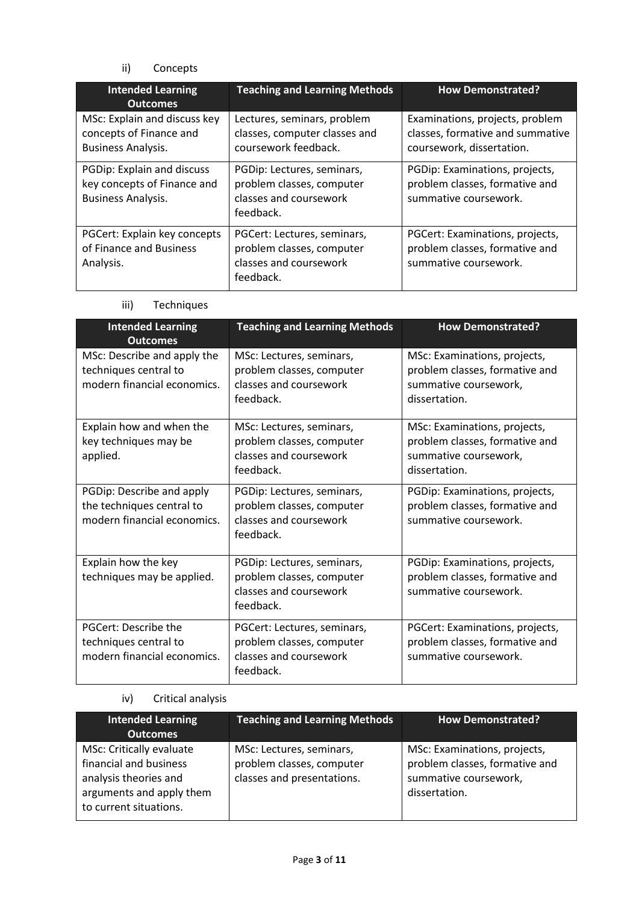ii) Concepts

| Intended Learning Outcomes | Teaching and Learning Methods | How Demonstrated? |
|---|---|---|
| MSc: Explain and discuss key concepts of Finance and Business Analysis. | Lectures, seminars, problem classes, computer classes and coursework feedback. | Examinations, projects, problem classes, formative and summative coursework, dissertation. |
| PGDip: Explain and discuss key concepts of Finance and Business Analysis. | PGDip: Lectures, seminars, problem classes, computer classes and coursework feedback. | PGDip: Examinations, projects, problem classes, formative and summative coursework. |
| PGCert: Explain key concepts of Finance and Business Analysis. | PGCert: Lectures, seminars, problem classes, computer classes and coursework feedback. | PGCert: Examinations, projects, problem classes, formative and summative coursework. |

iii) Techniques

| Intended Learning Outcomes | Teaching and Learning Methods | How Demonstrated? |
|---|---|---|
| MSc: Describe and apply the techniques central to modern financial economics. | MSc: Lectures, seminars, problem classes, computer classes and coursework feedback. | MSc: Examinations, projects, problem classes, formative and summative coursework, dissertation. |
| Explain how and when the key techniques may be applied. | MSc: Lectures, seminars, problem classes, computer classes and coursework feedback. | MSc: Examinations, projects, problem classes, formative and summative coursework, dissertation. |
| PGDip: Describe and apply the techniques central to modern financial economics. | PGDip: Lectures, seminars, problem classes, computer classes and coursework feedback. | PGDip: Examinations, projects, problem classes, formative and summative coursework. |
| Explain how the key techniques may be applied. | PGDip: Lectures, seminars, problem classes, computer classes and coursework feedback. | PGDip: Examinations, projects, problem classes, formative and summative coursework. |
| PGCert: Describe the techniques central to modern financial economics. | PGCert: Lectures, seminars, problem classes, computer classes and coursework feedback. | PGCert: Examinations, projects, problem classes, formative and summative coursework. |

iv) Critical analysis

| Intended Learning Outcomes | Teaching and Learning Methods | How Demonstrated? |
|---|---|---|
| MSc: Critically evaluate financial and business analysis theories and arguments and apply them to current situations. | MSc: Lectures, seminars, problem classes, computer classes and presentations. | MSc: Examinations, projects, problem classes, formative and summative coursework, dissertation. |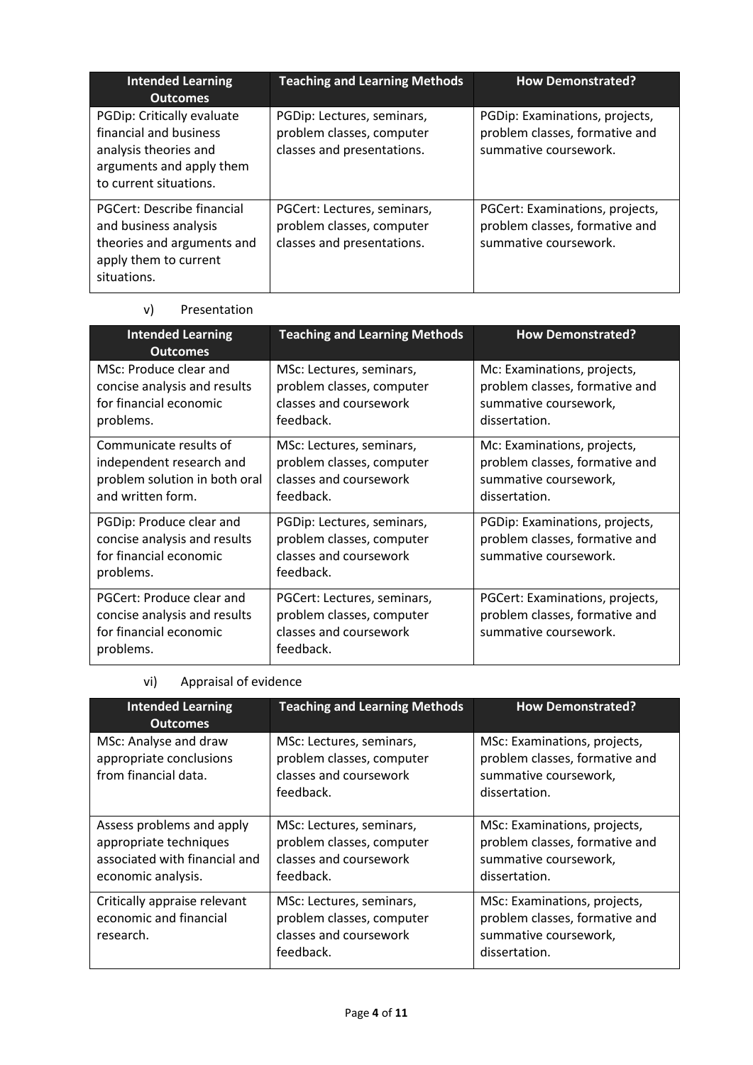| Intended Learning Outcomes | Teaching and Learning Methods | How Demonstrated? |
|---|---|---|
| PGDip: Critically evaluate financial and business analysis theories and arguments and apply them to current situations. | PGDip: Lectures, seminars, problem classes, computer classes and presentations. | PGDip: Examinations, projects, problem classes, formative and summative coursework. |
| PGCert: Describe financial and business analysis theories and arguments and apply them to current situations. | PGCert: Lectures, seminars, problem classes, computer classes and presentations. | PGCert: Examinations, projects, problem classes, formative and summative coursework. |

v) Presentation

| Intended Learning Outcomes | Teaching and Learning Methods | How Demonstrated? |
|---|---|---|
| MSc: Produce clear and concise analysis and results for financial economic problems. | MSc: Lectures, seminars, problem classes, computer classes and coursework feedback. | Mc: Examinations, projects, problem classes, formative and summative coursework, dissertation. |
| Communicate results of independent research and problem solution in both oral and written form. | MSc: Lectures, seminars, problem classes, computer classes and coursework feedback. | Mc: Examinations, projects, problem classes, formative and summative coursework, dissertation. |
| PGDip: Produce clear and concise analysis and results for financial economic problems. | PGDip: Lectures, seminars, problem classes, computer classes and coursework feedback. | PGDip: Examinations, projects, problem classes, formative and summative coursework. |
| PGCert: Produce clear and concise analysis and results for financial economic problems. | PGCert: Lectures, seminars, problem classes, computer classes and coursework feedback. | PGCert: Examinations, projects, problem classes, formative and summative coursework. |

vi) Appraisal of evidence

| Intended Learning Outcomes | Teaching and Learning Methods | How Demonstrated? |
|---|---|---|
| MSc: Analyse and draw appropriate conclusions from financial data. | MSc: Lectures, seminars, problem classes, computer classes and coursework feedback. | MSc: Examinations, projects, problem classes, formative and summative coursework, dissertation. |
| Assess problems and apply appropriate techniques associated with financial and economic analysis. | MSc: Lectures, seminars, problem classes, computer classes and coursework feedback. | MSc: Examinations, projects, problem classes, formative and summative coursework, dissertation. |
| Critically appraise relevant economic and financial research. | MSc: Lectures, seminars, problem classes, computer classes and coursework feedback. | MSc: Examinations, projects, problem classes, formative and summative coursework, dissertation. |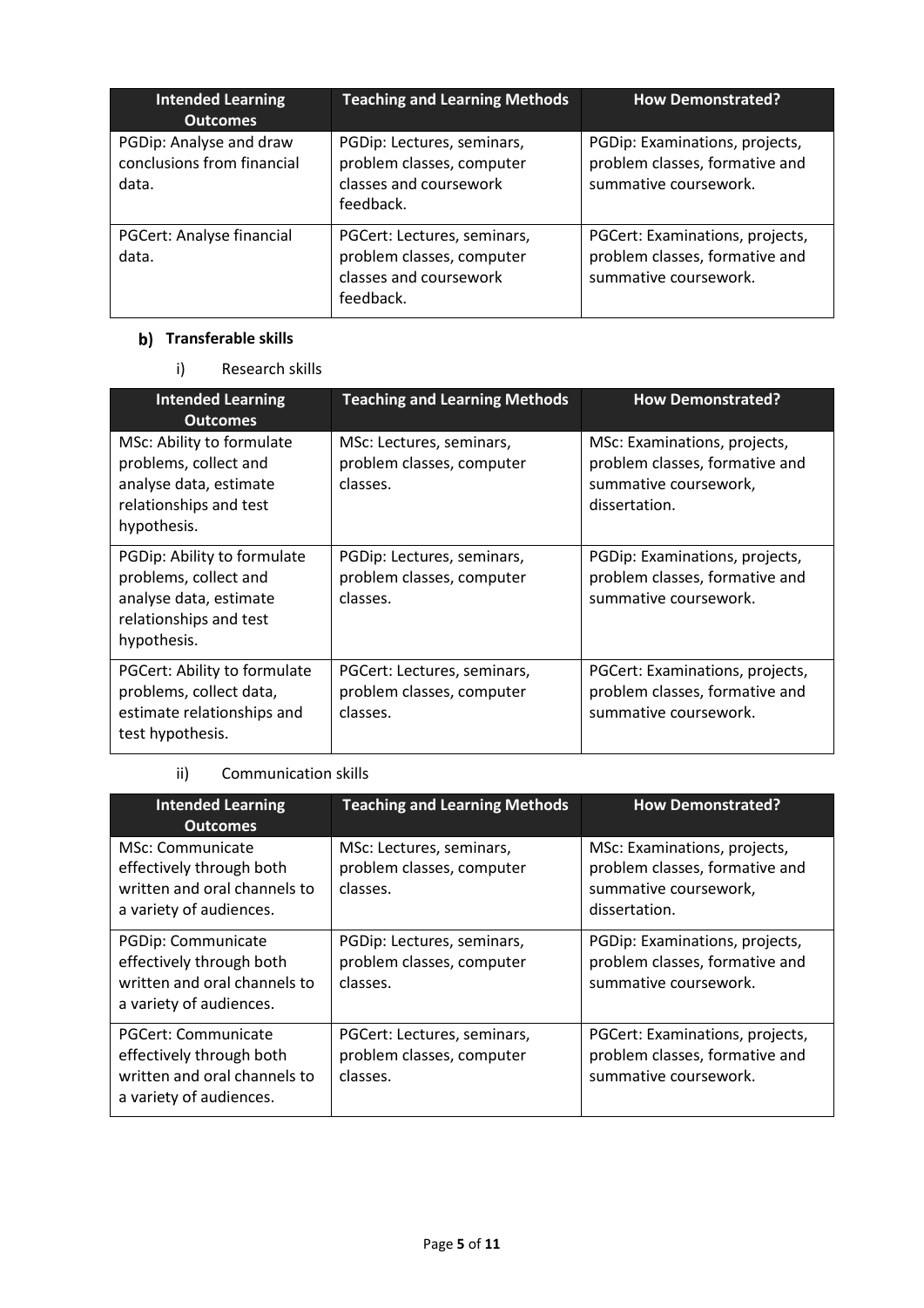| Intended Learning Outcomes | Teaching and Learning Methods | How Demonstrated? |
| --- | --- | --- |
| PGDip: Analyse and draw conclusions from financial data. | PGDip: Lectures, seminars, problem classes, computer classes and coursework feedback. | PGDip: Examinations, projects, problem classes, formative and summative coursework. |
| PGCert: Analyse financial data. | PGCert: Lectures, seminars, problem classes, computer classes and coursework feedback. | PGCert: Examinations, projects, problem classes, formative and summative coursework. |

**b) Transferable skills**

i) Research skills

| Intended Learning Outcomes | Teaching and Learning Methods | How Demonstrated? |
| --- | --- | --- |
| MSc: Ability to formulate problems, collect and analyse data, estimate relationships and test hypothesis. | MSc: Lectures, seminars, problem classes, computer classes. | MSc: Examinations, projects, problem classes, formative and summative coursework, dissertation. |
| PGDip: Ability to formulate problems, collect and analyse data, estimate relationships and test hypothesis. | PGDip: Lectures, seminars, problem classes, computer classes. | PGDip: Examinations, projects, problem classes, formative and summative coursework. |
| PGCert: Ability to formulate problems, collect data, estimate relationships and test hypothesis. | PGCert: Lectures, seminars, problem classes, computer classes. | PGCert: Examinations, projects, problem classes, formative and summative coursework. |

ii) Communication skills

| Intended Learning Outcomes | Teaching and Learning Methods | How Demonstrated? |
| --- | --- | --- |
| MSc: Communicate effectively through both written and oral channels to a variety of audiences. | MSc: Lectures, seminars, problem classes, computer classes. | MSc: Examinations, projects, problem classes, formative and summative coursework, dissertation. |
| PGDip: Communicate effectively through both written and oral channels to a variety of audiences. | PGDip: Lectures, seminars, problem classes, computer classes. | PGDip: Examinations, projects, problem classes, formative and summative coursework. |
| PGCert: Communicate effectively through both written and oral channels to a variety of audiences. | PGCert: Lectures, seminars, problem classes, computer classes. | PGCert: Examinations, projects, problem classes, formative and summative coursework. |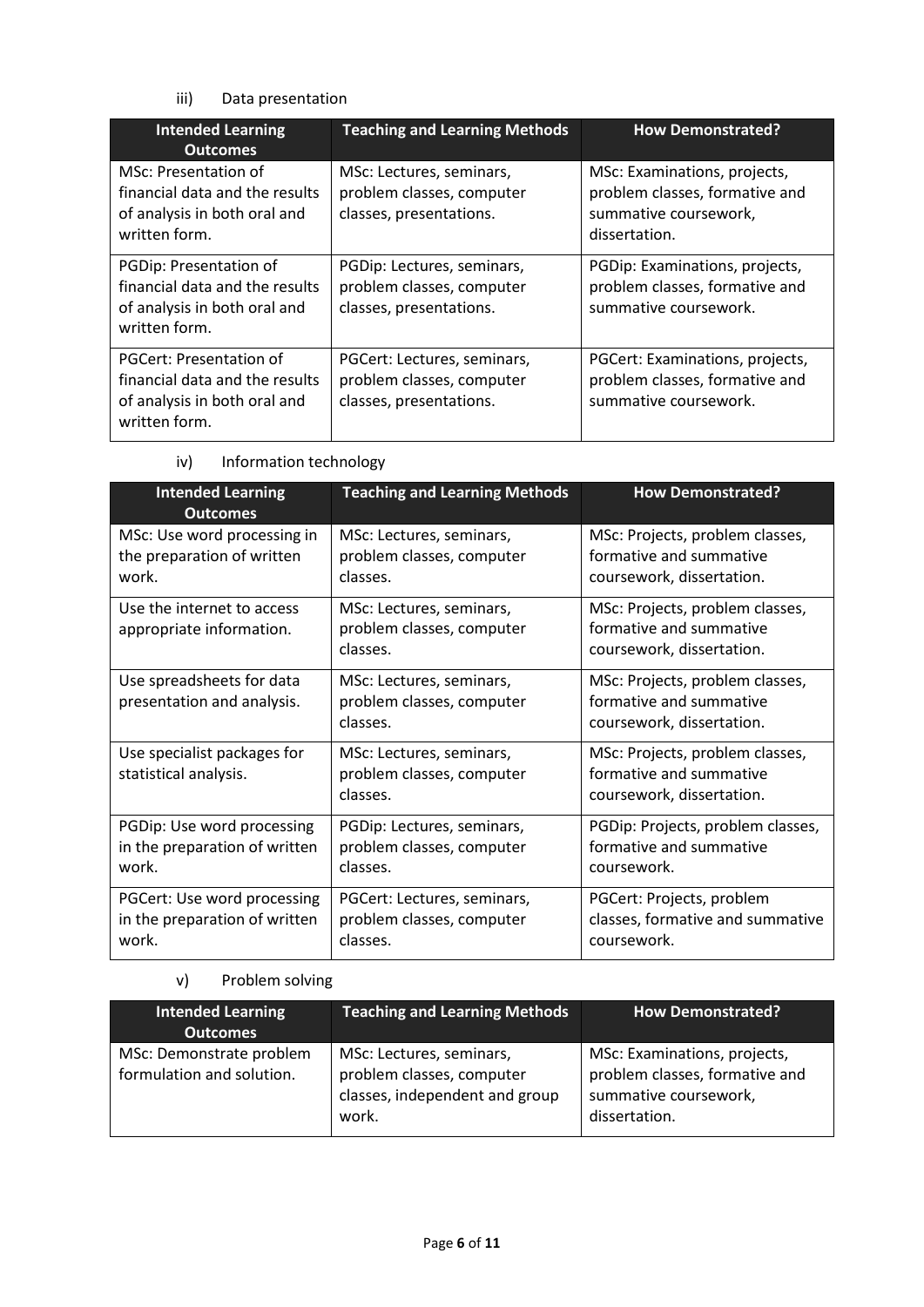iii) Data presentation

| Intended Learning Outcomes | Teaching and Learning Methods | How Demonstrated? |
| --- | --- | --- |
| MSc: Presentation of financial data and the results of analysis in both oral and written form. | MSc: Lectures, seminars, problem classes, computer classes, presentations. | MSc: Examinations, projects, problem classes, formative and summative coursework, dissertation. |
| PGDip: Presentation of financial data and the results of analysis in both oral and written form. | PGDip: Lectures, seminars, problem classes, computer classes, presentations. | PGDip: Examinations, projects, problem classes, formative and summative coursework. |
| PGCert: Presentation of financial data and the results of analysis in both oral and written form. | PGCert: Lectures, seminars, problem classes, computer classes, presentations. | PGCert: Examinations, projects, problem classes, formative and summative coursework. |

iv) Information technology

| Intended Learning Outcomes | Teaching and Learning Methods | How Demonstrated? |
| --- | --- | --- |
| MSc: Use word processing in the preparation of written work. | MSc: Lectures, seminars, problem classes, computer classes. | MSc: Projects, problem classes, formative and summative coursework, dissertation. |
| Use the internet to access appropriate information. | MSc: Lectures, seminars, problem classes, computer classes. | MSc: Projects, problem classes, formative and summative coursework, dissertation. |
| Use spreadsheets for data presentation and analysis. | MSc: Lectures, seminars, problem classes, computer classes. | MSc: Projects, problem classes, formative and summative coursework, dissertation. |
| Use specialist packages for statistical analysis. | MSc: Lectures, seminars, problem classes, computer classes. | MSc: Projects, problem classes, formative and summative coursework, dissertation. |
| PGDip: Use word processing in the preparation of written work. | PGDip: Lectures, seminars, problem classes, computer classes. | PGDip: Projects, problem classes, formative and summative coursework. |
| PGCert: Use word processing in the preparation of written work. | PGCert: Lectures, seminars, problem classes, computer classes. | PGCert: Projects, problem classes, formative and summative coursework. |

v) Problem solving

| Intended Learning Outcomes | Teaching and Learning Methods | How Demonstrated? |
| --- | --- | --- |
| MSc: Demonstrate problem formulation and solution. | MSc: Lectures, seminars, problem classes, computer classes, independent and group work. | MSc: Examinations, projects, problem classes, formative and summative coursework, dissertation. |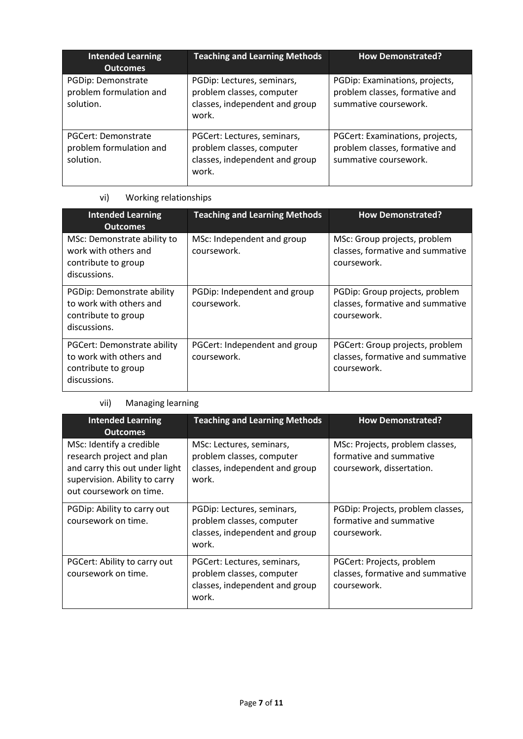| Intended Learning Outcomes | Teaching and Learning Methods | How Demonstrated? |
|---|---|---|
| PGDip: Demonstrate problem formulation and solution. | PGDip: Lectures, seminars, problem classes, computer classes, independent and group work. | PGDip: Examinations, projects, problem classes, formative and summative coursework. |
| PGCert: Demonstrate problem formulation and solution. | PGCert: Lectures, seminars, problem classes, computer classes, independent and group work. | PGCert: Examinations, projects, problem classes, formative and summative coursework. |

vi) Working relationships

| Intended Learning Outcomes | Teaching and Learning Methods | How Demonstrated? |
|---|---|---|
| MSc: Demonstrate ability to work with others and contribute to group discussions. | MSc: Independent and group coursework. | MSc: Group projects, problem classes, formative and summative coursework. |
| PGDip: Demonstrate ability to work with others and contribute to group discussions. | PGDip: Independent and group coursework. | PGDip: Group projects, problem classes, formative and summative coursework. |
| PGCert: Demonstrate ability to work with others and contribute to group discussions. | PGCert: Independent and group coursework. | PGCert: Group projects, problem classes, formative and summative coursework. |

vii) Managing learning

| Intended Learning Outcomes | Teaching and Learning Methods | How Demonstrated? |
|---|---|---|
| MSc: Identify a credible research project and plan and carry this out under light supervision. Ability to carry out coursework on time. | MSc: Lectures, seminars, problem classes, computer classes, independent and group work. | MSc: Projects, problem classes, formative and summative coursework, dissertation. |
| PGDip: Ability to carry out coursework on time. | PGDip: Lectures, seminars, problem classes, computer classes, independent and group work. | PGDip: Projects, problem classes, formative and summative coursework. |
| PGCert: Ability to carry out coursework on time. | PGCert: Lectures, seminars, problem classes, computer classes, independent and group work. | PGCert: Projects, problem classes, formative and summative coursework. |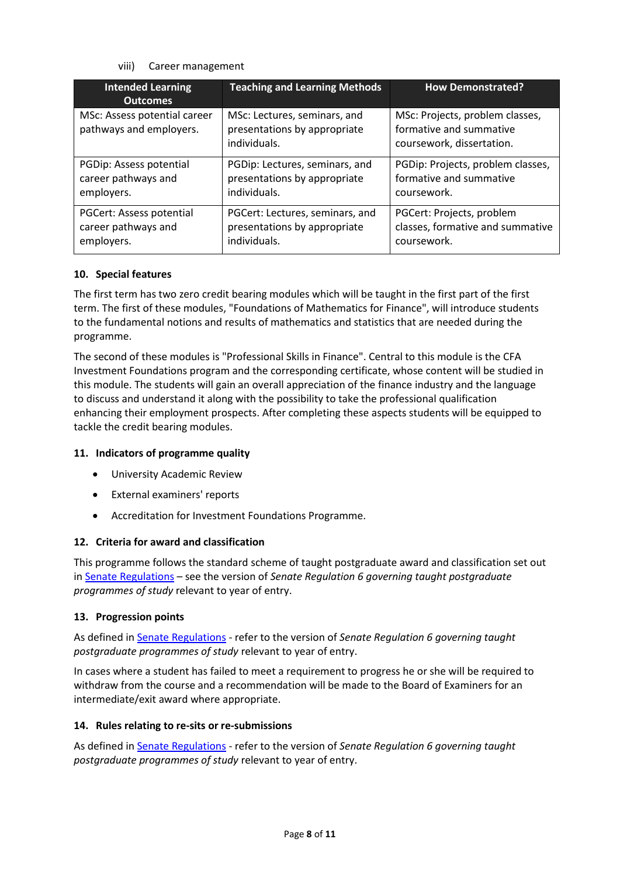viii) Career management

| Intended Learning Outcomes | Teaching and Learning Methods | How Demonstrated? |
|---|---|---|
| MSc: Assess potential career pathways and employers. | MSc: Lectures, seminars, and presentations by appropriate individuals. | MSc: Projects, problem classes, formative and summative coursework, dissertation. |
| PGDip: Assess potential career pathways and employers. | PGDip: Lectures, seminars, and presentations by appropriate individuals. | PGDip: Projects, problem classes, formative and summative coursework. |
| PGCert: Assess potential career pathways and employers. | PGCert: Lectures, seminars, and presentations by appropriate individuals. | PGCert: Projects, problem classes, formative and summative coursework. |

### 10. Special features

The first term has two zero credit bearing modules which will be taught in the first part of the first term. The first of these modules, "Foundations of Mathematics for Finance", will introduce students to the fundamental notions and results of mathematics and statistics that are needed during the programme.

The second of these modules is "Professional Skills in Finance". Central to this module is the CFA Investment Foundations program and the corresponding certificate, whose content will be studied in this module. The students will gain an overall appreciation of the finance industry and the language to discuss and understand it along with the possibility to take the professional qualification enhancing their employment prospects. After completing these aspects students will be equipped to tackle the credit bearing modules.

### 11. Indicators of programme quality

- University Academic Review
- External examiners' reports
- Accreditation for Investment Foundations Programme.

### 12. Criteria for award and classification

This programme follows the standard scheme of taught postgraduate award and classification set out in Senate Regulations – see the version of *Senate Regulation 6 governing taught postgraduate programmes of study* relevant to year of entry.

### 13. Progression points

As defined in Senate Regulations - refer to the version of *Senate Regulation 6 governing taught postgraduate programmes of study* relevant to year of entry.

In cases where a student has failed to meet a requirement to progress he or she will be required to withdraw from the course and a recommendation will be made to the Board of Examiners for an intermediate/exit award where appropriate.

### 14. Rules relating to re-sits or re-submissions

As defined in Senate Regulations - refer to the version of *Senate Regulation 6 governing taught postgraduate programmes of study* relevant to year of entry.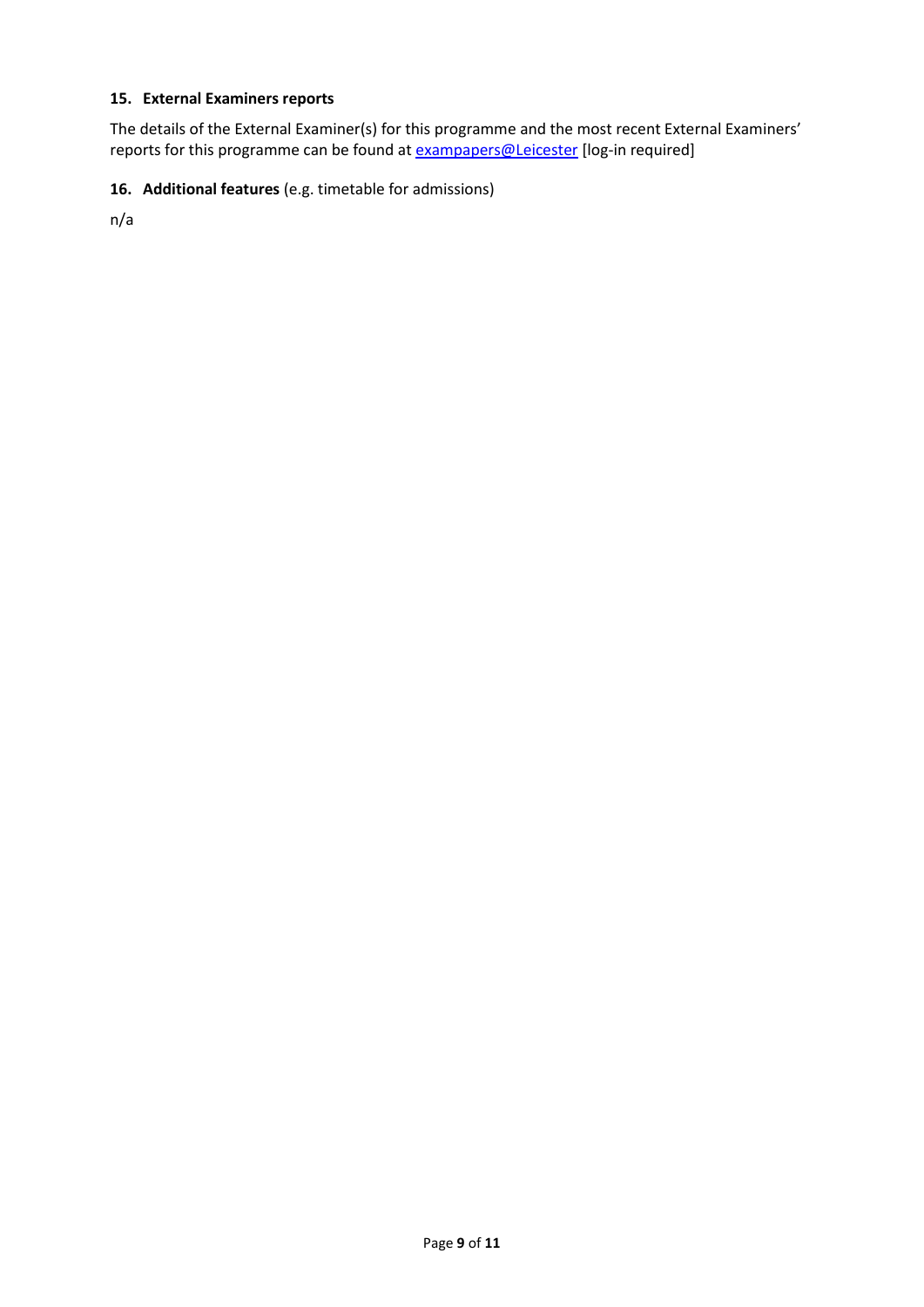### 15. External Examiners reports

The details of the External Examiner(s) for this programme and the most recent External Examiners' reports for this programme can be found at exampapers@Leicester [log-in required]

### 16. Additional features (e.g. timetable for admissions)

n/a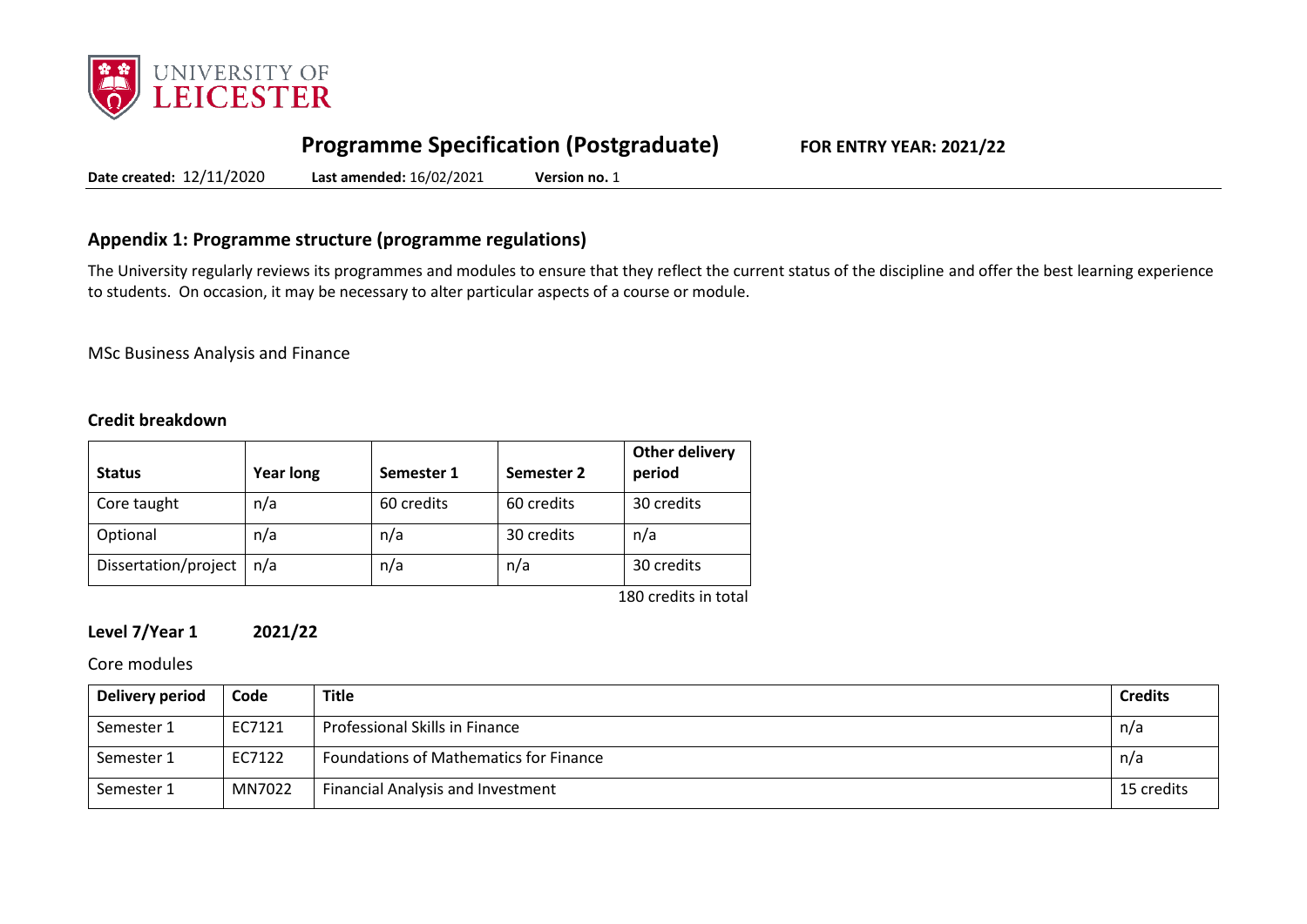# Programme Specification (Postgraduate) FOR ENTRY YEAR: 2021/22

**Date created:** 12/11/2020 **Last amended:** 16/02/2021 **Version no.** 1

## Appendix 1: Programme structure (programme regulations)

The University regularly reviews its programmes and modules to ensure that they reflect the current status of the discipline and offer the best learning experience to students. On occasion, it may be necessary to alter particular aspects of a course or module.

MSc Business Analysis and Finance

### Credit breakdown

| Status | Year long | Semester 1 | Semester 2 | Other delivery period |
|---|---|---|---|---|
| Core taught | n/a | 60 credits | 60 credits | 30 credits |
| Optional | n/a | n/a | 30 credits | n/a |
| Dissertation/project | n/a | n/a | n/a | 30 credits |

180 credits in total

### Level 7/Year 1 2021/22

Core modules

| Delivery period | Code | Title | Credits |
|---|---|---|---|
| Semester 1 | EC7121 | Professional Skills in Finance | n/a |
| Semester 1 | EC7122 | Foundations of Mathematics for Finance | n/a |
| Semester 1 | MN7022 | Financial Analysis and Investment | 15 credits |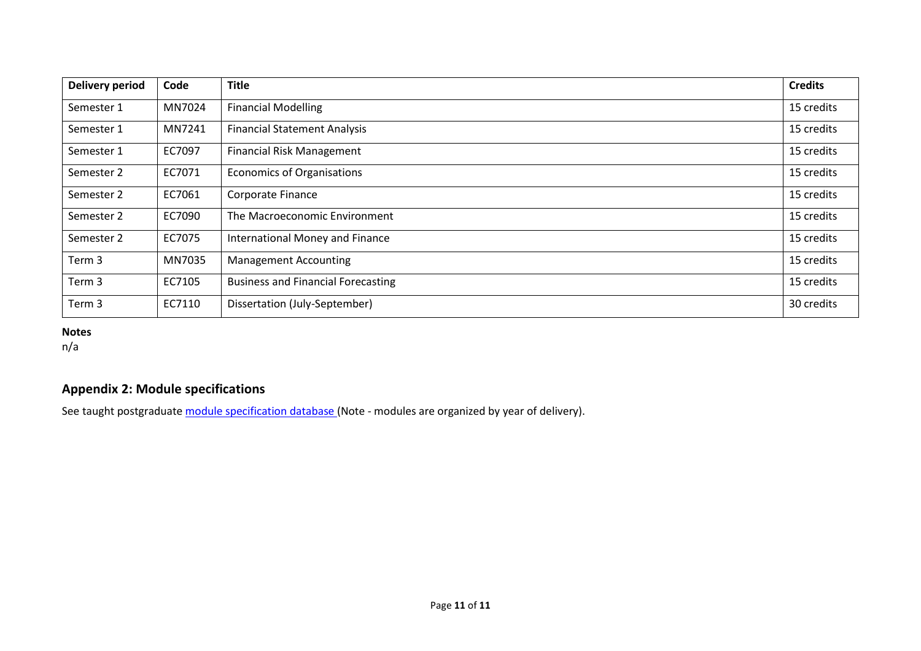| Delivery period | Code | Title | Credits |
| --- | --- | --- | --- |
| Semester 1 | MN7024 | Financial Modelling | 15 credits |
| Semester 1 | MN7241 | Financial Statement Analysis | 15 credits |
| Semester 1 | EC7097 | Financial Risk Management | 15 credits |
| Semester 2 | EC7071 | Economics of Organisations | 15 credits |
| Semester 2 | EC7061 | Corporate Finance | 15 credits |
| Semester 2 | EC7090 | The Macroeconomic Environment | 15 credits |
| Semester 2 | EC7075 | International Money and Finance | 15 credits |
| Term 3 | MN7035 | Management Accounting | 15 credits |
| Term 3 | EC7105 | Business and Financial Forecasting | 15 credits |
| Term 3 | EC7110 | Dissertation (July-September) | 30 credits |

**Notes**
n/a

## Appendix 2: Module specifications

See taught postgraduate module specification database (Note - modules are organized by year of delivery).